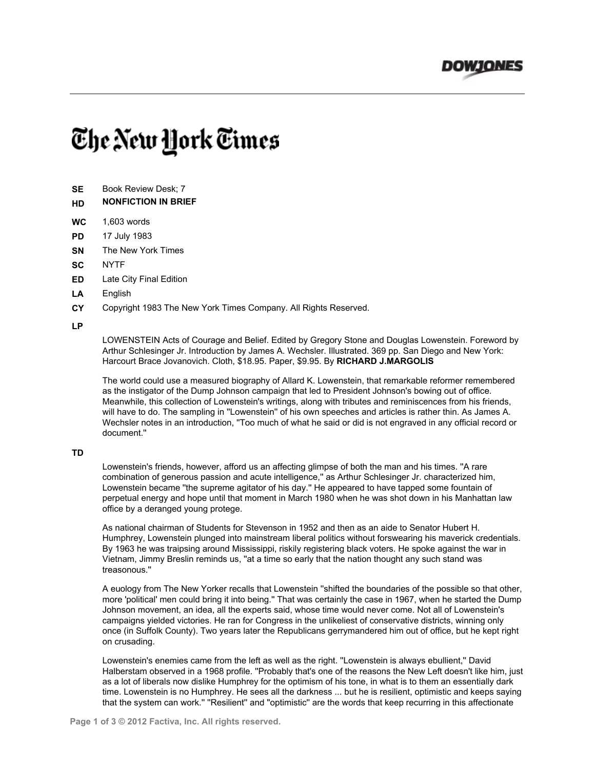# The New York Times

**SE** Book Review Desk; 7

**HD** **NONFICTION IN BRIEF**

**WC** 1,603 words

**PD** 17 July 1983

**SN** The New York Times

**SC** NYTF

**ED** Late City Final Edition

**LA** English

**CY** Copyright 1983 The New York Times Company. All Rights Reserved.

**LP**

LOWENSTEIN Acts of Courage and Belief. Edited by Gregory Stone and Douglas Lowenstein. Foreword by Arthur Schlesinger Jr. Introduction by James A. Wechsler. Illustrated. 369 pp. San Diego and New York: Harcourt Brace Jovanovich. Cloth, $18.95. Paper, $9.95. By **RICHARD J.MARGOLIS**

The world could use a measured biography of Allard K. Lowenstein, that remarkable reformer remembered as the instigator of the Dump Johnson campaign that led to President Johnson's bowing out of office. Meanwhile, this collection of Lowenstein's writings, along with tributes and reminiscences from his friends, will have to do. The sampling in ''Lowenstein'' of his own speeches and articles is rather thin. As James A. Wechsler notes in an introduction, ''Too much of what he said or did is not engraved in any official record or document.''

**TD**

Lowenstein's friends, however, afford us an affecting glimpse of both the man and his times. ''A rare combination of generous passion and acute intelligence,'' as Arthur Schlesinger Jr. characterized him, Lowenstein became ''the supreme agitator of his day.'' He appeared to have tapped some fountain of perpetual energy and hope until that moment in March 1980 when he was shot down in his Manhattan law office by a deranged young protege.

As national chairman of Students for Stevenson in 1952 and then as an aide to Senator Hubert H. Humphrey, Lowenstein plunged into mainstream liberal politics without forswearing his maverick credentials. By 1963 he was traipsing around Mississippi, riskily registering black voters. He spoke against the war in Vietnam, Jimmy Breslin reminds us, ''at a time so early that the nation thought any such stand was treasonous.''

A euology from The New Yorker recalls that Lowenstein ''shifted the boundaries of the possible so that other, more 'political' men could bring it into being.'' That was certainly the case in 1967, when he started the Dump Johnson movement, an idea, all the experts said, whose time would never come. Not all of Lowenstein's campaigns yielded victories. He ran for Congress in the unlikeliest of conservative districts, winning only once (in Suffolk County). Two years later the Republicans gerrymandered him out of office, but he kept right on crusading.

Lowenstein's enemies came from the left as well as the right. ''Lowenstein is always ebullient,'' David Halberstam observed in a 1968 profile. ''Probably that's one of the reasons the New Left doesn't like him, just as a lot of liberals now dislike Humphrey for the optimism of his tone, in what is to them an essentially dark time. Lowenstein is no Humphrey. He sees all the darkness ... but he is resilient, optimistic and keeps saying that the system can work.'' ''Resilient'' and ''optimistic'' are the words that keep recurring in this affectionate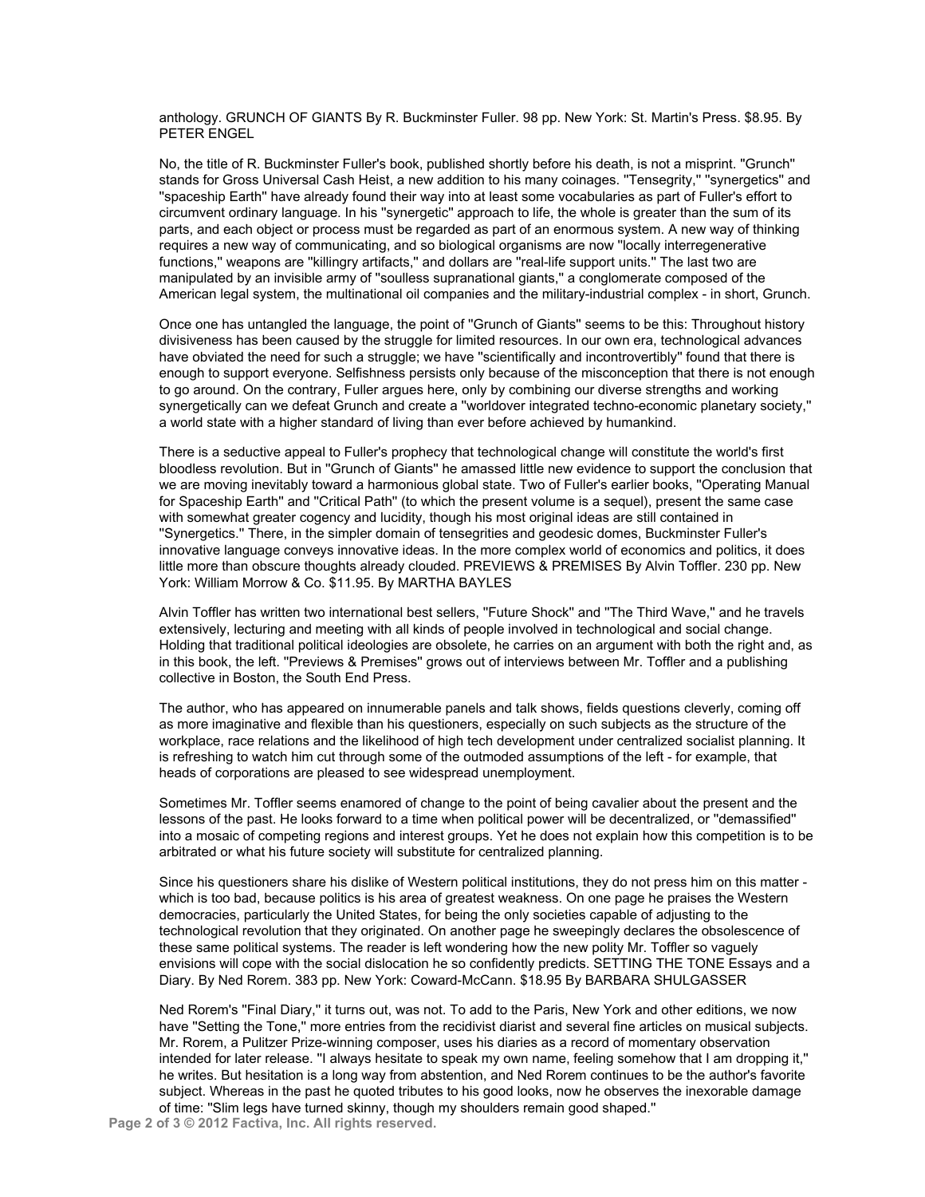anthology. GRUNCH OF GIANTS By R. Buckminster Fuller. 98 pp. New York: St. Martin's Press. $8.95. By PETER ENGEL

No, the title of R. Buckminster Fuller's book, published shortly before his death, is not a misprint. "Grunch" stands for Gross Universal Cash Heist, a new addition to his many coinages. ''Tensegrity,'' ''synergetics'' and ''spaceship Earth'' have already found their way into at least some vocabularies as part of Fuller's effort to circumvent ordinary language. In his ''synergetic'' approach to life, the whole is greater than the sum of its parts, and each object or process must be regarded as part of an enormous system. A new way of thinking requires a new way of communicating, and so biological organisms are now ''locally interregenerative functions,'' weapons are ''killingry artifacts,'' and dollars are ''real-life support units.'' The last two are manipulated by an invisible army of ''soulless supranational giants,'' a conglomerate composed of the American legal system, the multinational oil companies and the military-industrial complex - in short, Grunch.

Once one has untangled the language, the point of ''Grunch of Giants'' seems to be this: Throughout history divisiveness has been caused by the struggle for limited resources. In our own era, technological advances have obviated the need for such a struggle; we have ''scientifically and incontrovertibly'' found that there is enough to support everyone. Selfishness persists only because of the misconception that there is not enough to go around. On the contrary, Fuller argues here, only by combining our diverse strengths and working synergetically can we defeat Grunch and create a ''worldover integrated techno-economic planetary society,'' a world state with a higher standard of living than ever before achieved by humankind.

There is a seductive appeal to Fuller's prophecy that technological change will constitute the world's first bloodless revolution. But in ''Grunch of Giants'' he amassed little new evidence to support the conclusion that we are moving inevitably toward a harmonious global state. Two of Fuller's earlier books, ''Operating Manual for Spaceship Earth'' and ''Critical Path'' (to which the present volume is a sequel), present the same case with somewhat greater cogency and lucidity, though his most original ideas are still contained in ''Synergetics.'' There, in the simpler domain of tensegrities and geodesic domes, Buckminster Fuller's innovative language conveys innovative ideas. In the more complex world of economics and politics, it does little more than obscure thoughts already clouded. PREVIEWS & PREMISES By Alvin Toffler. 230 pp. New York: William Morrow & Co. $11.95. By MARTHA BAYLES

Alvin Toffler has written two international best sellers, ''Future Shock'' and ''The Third Wave,'' and he travels extensively, lecturing and meeting with all kinds of people involved in technological and social change. Holding that traditional political ideologies are obsolete, he carries on an argument with both the right and, as in this book, the left. ''Previews & Premises'' grows out of interviews between Mr. Toffler and a publishing collective in Boston, the South End Press.

The author, who has appeared on innumerable panels and talk shows, fields questions cleverly, coming off as more imaginative and flexible than his questioners, especially on such subjects as the structure of the workplace, race relations and the likelihood of high tech development under centralized socialist planning. It is refreshing to watch him cut through some of the outmoded assumptions of the left - for example, that heads of corporations are pleased to see widespread unemployment.

Sometimes Mr. Toffler seems enamored of change to the point of being cavalier about the present and the lessons of the past. He looks forward to a time when political power will be decentralized, or ''demassified'' into a mosaic of competing regions and interest groups. Yet he does not explain how this competition is to be arbitrated or what his future society will substitute for centralized planning.

Since his questioners share his dislike of Western political institutions, they do not press him on this matter - which is too bad, because politics is his area of greatest weakness. On one page he praises the Western democracies, particularly the United States, for being the only societies capable of adjusting to the technological revolution that they originated. On another page he sweepingly declares the obsolescence of these same political systems. The reader is left wondering how the new polity Mr. Toffler so vaguely envisions will cope with the social dislocation he so confidently predicts. SETTING THE TONE Essays and a Diary. By Ned Rorem. 383 pp. New York: Coward-McCann. $18.95 By BARBARA SHULGASSER

Ned Rorem's ''Final Diary,'' it turns out, was not. To add to the Paris, New York and other editions, we now have ''Setting the Tone,'' more entries from the recidivist diarist and several fine articles on musical subjects. Mr. Rorem, a Pulitzer Prize-winning composer, uses his diaries as a record of momentary observation intended for later release. ''I always hesitate to speak my own name, feeling somehow that I am dropping it,'' he writes. But hesitation is a long way from abstention, and Ned Rorem continues to be the author's favorite subject. Whereas in the past he quoted tributes to his good looks, now he observes the inexorable damage of time: ''Slim legs have turned skinny, though my shoulders remain good shaped.''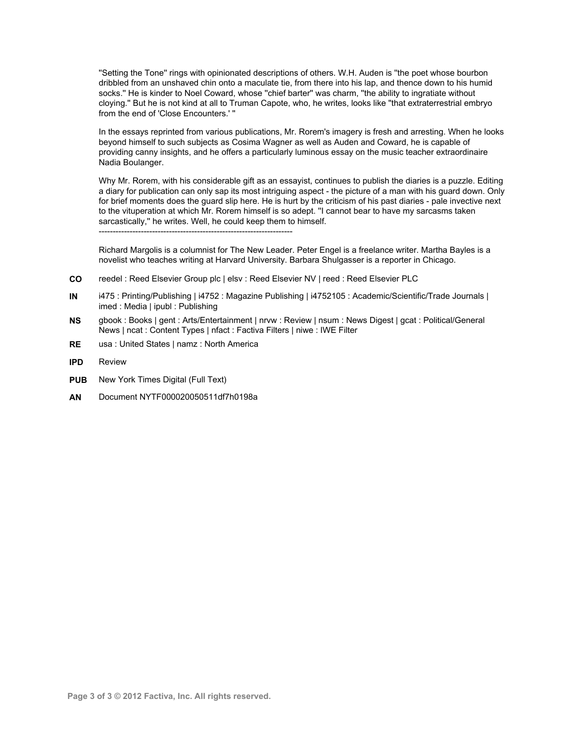''Setting the Tone'' rings with opinionated descriptions of others. W.H. Auden is ''the poet whose bourbon dribbled from an unshaved chin onto a maculate tie, from there into his lap, and thence down to his humid socks.'' He is kinder to Noel Coward, whose ''chief barter'' was charm, ''the ability to ingratiate without cloying.'' But he is not kind at all to Truman Capote, who, he writes, looks like ''that extraterrestrial embryo from the end of 'Close Encounters.' ''

In the essays reprinted from various publications, Mr. Rorem's imagery is fresh and arresting. When he looks beyond himself to such subjects as Cosima Wagner as well as Auden and Coward, he is capable of providing canny insights, and he offers a particularly luminous essay on the music teacher extraordinaire Nadia Boulanger.

Why Mr. Rorem, with his considerable gift as an essayist, continues to publish the diaries is a puzzle. Editing a diary for publication can only sap its most intriguing aspect - the picture of a man with his guard down. Only for brief moments does the guard slip here. He is hurt by the criticism of his past diaries - pale invective next to the vituperation at which Mr. Rorem himself is so adept. ''I cannot bear to have my sarcasms taken sarcastically,'' he writes. Well, he could keep them to himself.

----------------------------------------------------------------------

Richard Margolis is a columnist for The New Leader. Peter Engel is a freelance writer. Martha Bayles is a novelist who teaches writing at Harvard University. Barbara Shulgasser is a reporter in Chicago.

**CO** reedel : Reed Elsevier Group plc | elsv : Reed Elsevier NV | reed : Reed Elsevier PLC

**IN** i475 : Printing/Publishing | i4752 : Magazine Publishing | i4752105 : Academic/Scientific/Trade Journals | imed : Media | ipubl : Publishing

**NS** gbook : Books | gent : Arts/Entertainment | nrvw : Review | nsum : News Digest | gcat : Political/General News | ncat : Content Types | nfact : Factiva Filters | niwe : IWE Filter

**RE** usa : United States | namz : North America

**IPD** Review

**PUB** New York Times Digital (Full Text)

**AN** Document NYTF000020050511df7h0198a